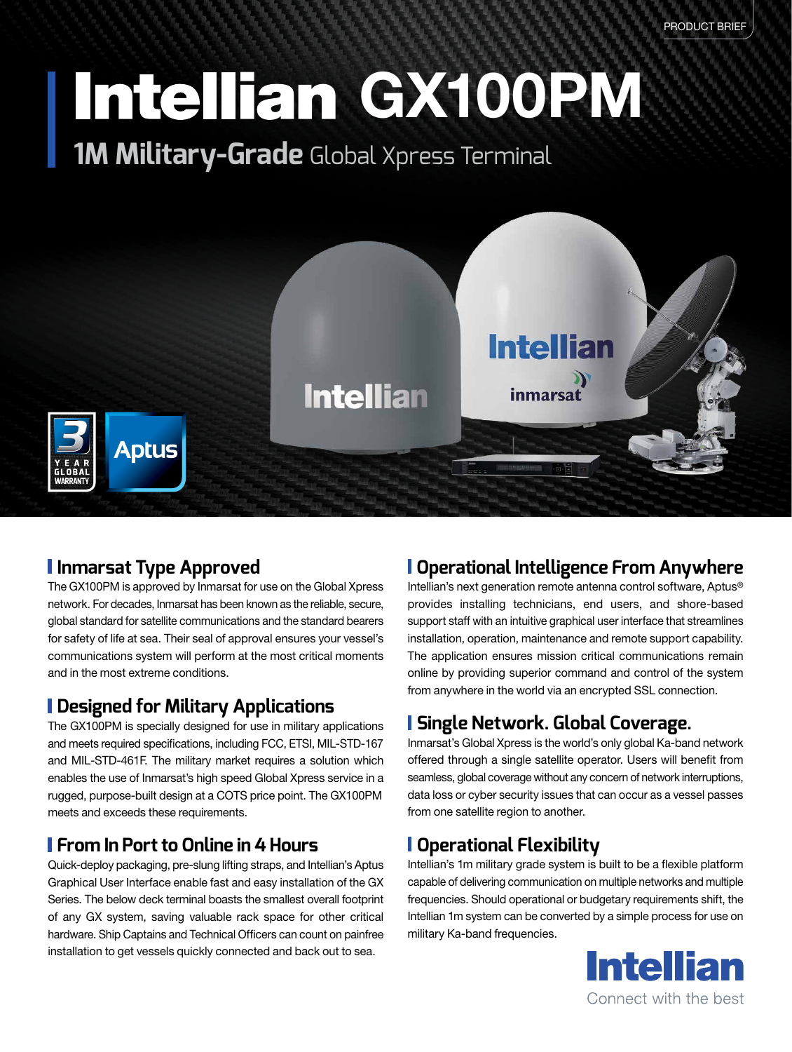PRODUCT BRIEF

# Intellian GX100PM

## 1M Military-Grade Global Xpress Terminal

### Inmarsat Type Approved

The GX100PM is approved by Inmarsat for use on the Global Xpress network. For decades, Inmarsat has been known as the reliable, secure, global standard for satellite communications and the standard bearers for safety of life at sea. Their seal of approval ensures your vessel's communications system will perform at the most critical moments and in the most extreme conditions.

### Designed for Military Applications

The GX100PM is specially designed for use in military applications and meets required specifications, including FCC, ETSI, MIL-STD-167 and MIL-STD-461F. The military market requires a solution which enables the use of Inmarsat's high speed Global Xpress service in a rugged, purpose-built design at a COTS price point. The GX100PM meets and exceeds these requirements.

### From In Port to Online in 4 Hours

Quick-deploy packaging, pre-slung lifting straps, and Intellian's Aptus Graphical User Interface enable fast and easy installation of the GX Series. The below deck terminal boasts the smallest overall footprint of any GX system, saving valuable rack space for other critical hardware. Ship Captains and Technical Officers can count on painfree installation to get vessels quickly connected and back out to sea.

### Operational Intelligence From Anywhere

Intellian's next generation remote antenna control software, Aptus® provides installing technicians, end users, and shore-based support staff with an intuitive graphical user interface that streamlines installation, operation, maintenance and remote support capability. The application ensures mission critical communications remain online by providing superior command and control of the system from anywhere in the world via an encrypted SSL connection.

### Single Network. Global Coverage.

Inmarsat's Global Xpress is the world's only global Ka-band network offered through a single satellite operator. Users will benefit from seamless, global coverage without any concern of network interruptions, data loss or cyber security issues that can occur as a vessel passes from one satellite region to another.

### Operational Flexibility

Intellian's 1m military grade system is built to be a flexible platform capable of delivering communication on multiple networks and multiple frequencies. Should operational or budgetary requirements shift, the Intellian 1m system can be converted by a simple process for use on military Ka-band frequencies.

Intellian
Connect with the best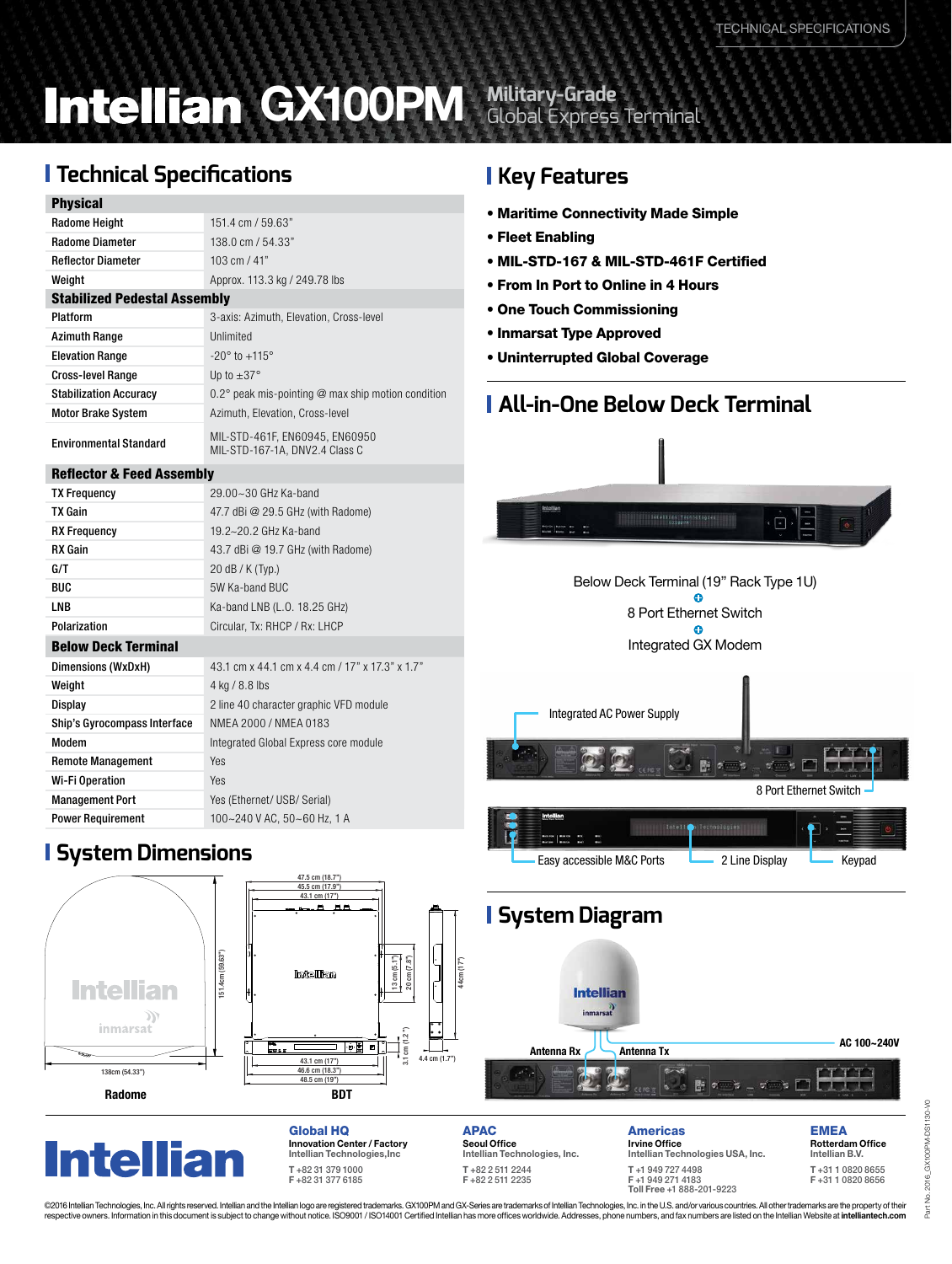# Intellian GX100PM

Military-Grade
Global Express Terminal

## Technical Specifications

| | |
|---|---|
| **Physical** | |
| Radome Height | 151.4 cm / 59.63" |
| Radome Diameter | 138.0 cm / 54.33" |
| Reflector Diameter | 103 cm / 41" |
| Weight | Approx. 113.3 kg / 249.78 lbs |
| **Stabilized Pedestal Assembly** | |
| Platform | 3-axis: Azimuth, Elevation, Cross-level |
| Azimuth Range | Unlimited |
| Elevation Range | -20° to +115° |
| Cross-level Range | Up to ±37° |
| Stabilization Accuracy | 0.2° peak mis-pointing @ max ship motion condition |
| Motor Brake System | Azimuth, Elevation, Cross-level |
| Environmental Standard | MIL-STD-461F, EN60945, EN60950 MIL-STD-167-1A, DNV2.4 Class C |
| **Reflector & Feed Assembly** | |
| TX Frequency | 29.00~30 GHz Ka-band |
| TX Gain | 47.7 dBi @ 29.5 GHz (with Radome) |
| RX Frequency | 19.2~20.2 GHz Ka-band |
| RX Gain | 43.7 dBi @ 19.7 GHz (with Radome) |
| G/T | 20 dB / K (Typ.) |
| BUC | 5W Ka-band BUC |
| LNB | Ka-band LNB (L.O. 18.25 GHz) |
| Polarization | Circular, Tx: RHCP / Rx: LHCP |
| **Below Deck Terminal** | |
| Dimensions (WxDxH) | 43.1 cm x 44.1 cm x 4.4 cm / 17" x 17.3" x 1.7" |
| Weight | 4 kg / 8.8 lbs |
| Display | 2 line 40 character graphic VFD module |
| Ship's Gyrocompass Interface | NMEA 2000 / NMEA 0183 |
| Modem | Integrated Global Express core module |
| Remote Management | Yes |
| Wi-Fi Operation | Yes |
| Management Port | Yes (Ethernet/ USB/ Serial) |
| Power Requirement | 100~240 V AC, 50~60 Hz, 1 A |

## System Dimensions

151.4cm (59.63")
138cm (54.33")
Radome

47.5 cm (18.7")
45.5 cm (17.9")
43.1 cm (17")
13 cm (5.1")
20 cm (7.8")
44cm (17")
3.1 cm (1.2")
4.4 cm (1.7")
43.1 cm (17")
46.6 cm (18.3")
48.5 cm (19")
BDT

## Key Features

- **Maritime Connectivity Made Simple**
- **Fleet Enabling**
- **MIL-STD-167 & MIL-STD-461F Certified**
- **From In Port to Online in 4 Hours**
- **One Touch Commissioning**
- **Inmarsat Type Approved**
- **Uninterrupted Global Coverage**

## All-in-One Below Deck Terminal

Below Deck Terminal (19" Rack Type 1U)
+
8 Port Ethernet Switch
+
Integrated GX Modem

Integrated AC Power Supply
8 Port Ethernet Switch
Easy accessible M&C Ports
2 Line Display
Keypad

## System Diagram

Antenna Rx
Antenna Tx
AC 100~240V

Intellian

**Global HQ**
**Innovation Center / Factory**
**Intellian Technologies,Inc**
T +82 31 379 1000
F +82 31 377 6185

**APAC**
**Seoul Office**
**Intellian Technologies, Inc.**
T +82 2 511 2244
F +82 2 511 2235

**Americas**
**Irvine Office**
**Intellian Technologies USA, Inc.**
T +1 949 727 4498
F +1 949 271 4183
Toll Free +1 888-201-9223

**EMEA**
**Rotterdam Office**
**Intellian B.V.**
T +31 1 0820 8655
F +31 1 0820 8656

©2016 Intellian Technologies, Inc. All rights reserved. Intellian and the Intellian logo are registered trademarks. GX100PM and GX-Series are trademarks of Intellian Technologies, Inc. in the U.S. and/or various countries. All other trademarks are the property of their respective owners. Information in this document is subject to change without notice. ISO9001 / ISO14001 Certified Intellian has more offices worldwide. Addresses, phone numbers, and fax numbers are listed on the Intellian Website at **intelliantech.com**

Part No. 2016_GX100PM-DS1130-V0